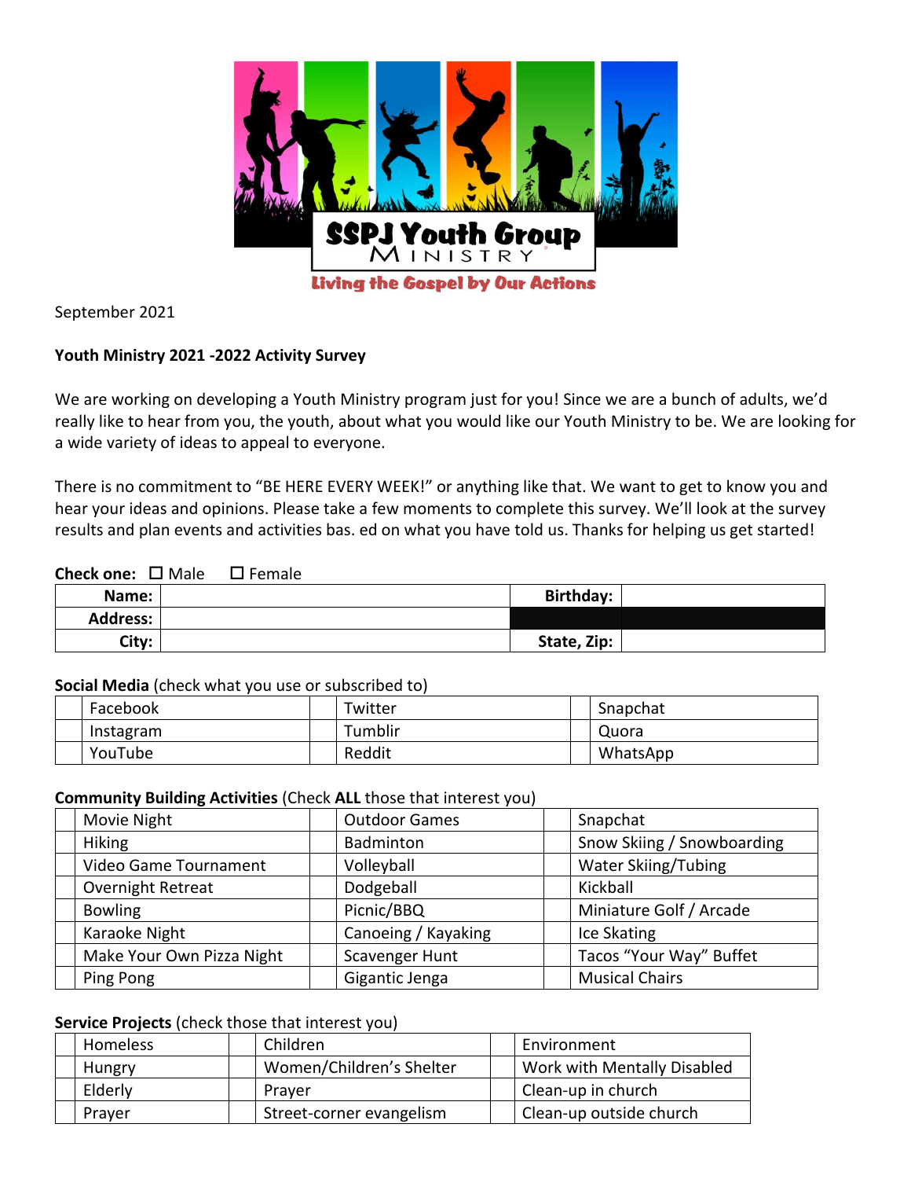SSPJ Youth Group Ministry

Living the Gospel by Our Actions

September 2021

**Youth Ministry 2021 -2022 Activity Survey**

We are working on developing a Youth Ministry program just for you! Since we are a bunch of adults, we'd really like to hear from you, the youth, about what you would like our Youth Ministry to be. We are looking for a wide variety of ideas to appeal to everyone.

There is no commitment to "BE HERE EVERY WEEK!" or anything like that. We want to get to know you and hear your ideas and opinions. Please take a few moments to complete this survey. We'll look at the survey results and plan events and activities bas. ed on what you have told us. Thanks for helping us get started!

**Check one:** ☐ Male ☐ Female

| **Name:** | | **Birthday:** | |
|---|---|---|---|
| **Address:** | | | |
| **City:** | | **State, Zip:** | |

**Social Media** (check what you use or subscribed to)

| | | | | | |
|---|---|---|---|---|---|
| | Facebook | | Twitter | | Snapchat |
| | Instagram | | Tumblir | | Quora |
| | YouTube | | Reddit | | WhatsApp |

**Community Building Activities** (Check **ALL** those that interest you)

| | | | | | |
|---|---|---|---|---|---|
| | Movie Night | | Outdoor Games | | Snapchat |
| | Hiking | | Badminton | | Snow Skiing / Snowboarding |
| | Video Game Tournament | | Volleyball | | Water Skiing/Tubing |
| | Overnight Retreat | | Dodgeball | | Kickball |
| | Bowling | | Picnic/BBQ | | Miniature Golf / Arcade |
| | Karaoke Night | | Canoeing / Kayaking | | Ice Skating |
| | Make Your Own Pizza Night | | Scavenger Hunt | | Tacos "Your Way" Buffet |
| | Ping Pong | | Gigantic Jenga | | Musical Chairs |

**Service Projects** (check those that interest you)

| | | | | | |
|---|---|---|---|---|---|
| | Homeless | | Children | | Environment |
| | Hungry | | Women/Children's Shelter | | Work with Mentally Disabled |
| | Elderly | | Prayer | | Clean-up in church |
| | Prayer | | Street-corner evangelism | | Clean-up outside church |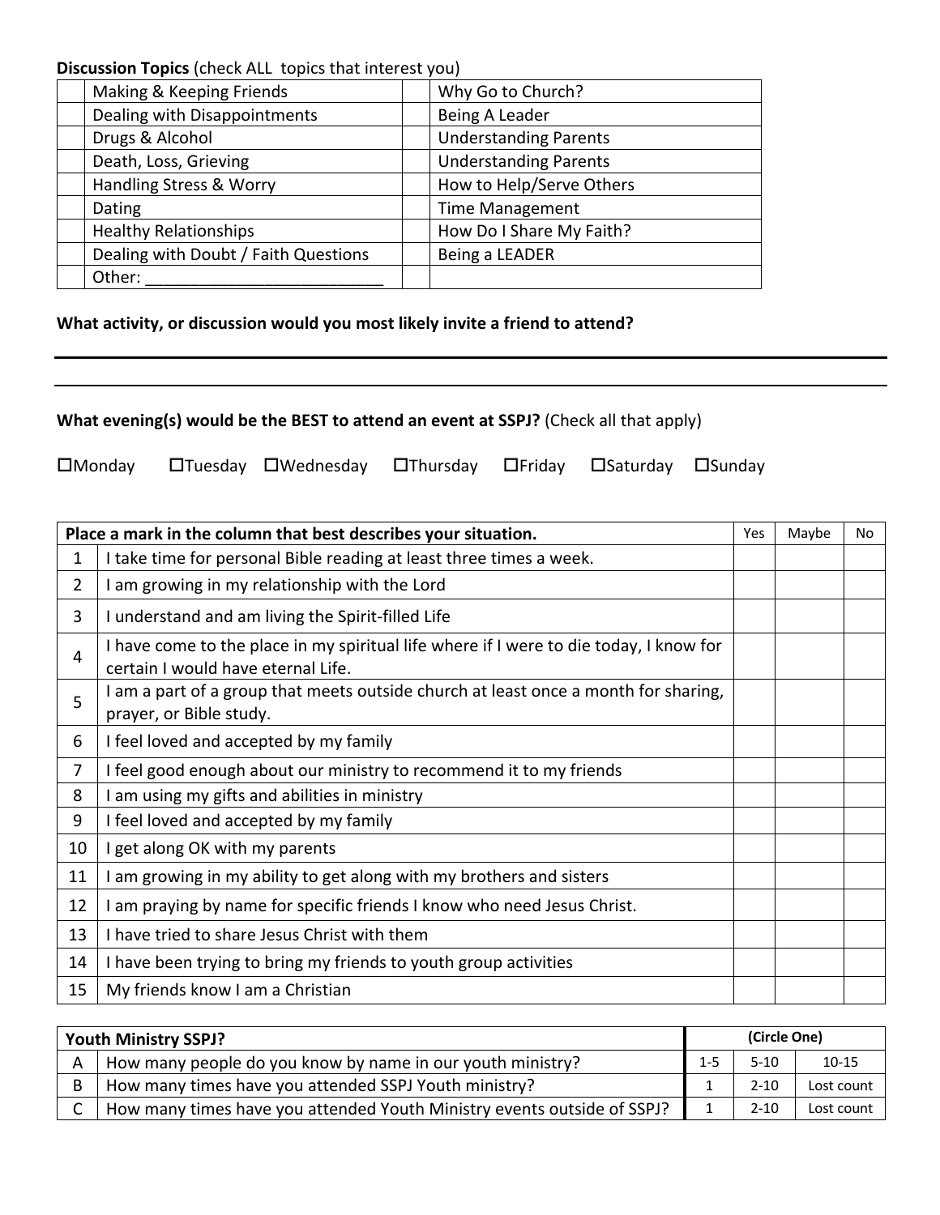**Discussion Topics** (check ALL topics that interest you)

| | | | |
|---|---|---|---|
| | Making & Keeping Friends | | Why Go to Church? |
| | Dealing with Disappointments | | Being A Leader |
| | Drugs & Alcohol | | Understanding Parents |
| | Death, Loss, Grieving | | Understanding Parents |
| | Handling Stress & Worry | | How to Help/Serve Others |
| | Dating | | Time Management |
| | Healthy Relationships | | How Do I Share My Faith? |
| | Dealing with Doubt / Faith Questions | | Being a LEADER |
| | Other: ___________________________ | | |

**What activity, or discussion would you most likely invite a friend to attend?**

___________________________________________________________________________

___________________________________________________________________________

**What evening(s) would be the BEST to attend an event at SSPJ?** (Check all that apply)

☐Monday ☐Tuesday ☐Wednesday ☐Thursday ☐Friday ☐Saturday ☐Sunday

| | Place a mark in the column that best describes your situation. | Yes | Maybe | No |
|---|---|---|---|---|
| 1 | I take time for personal Bible reading at least three times a week. | | | |
| 2 | I am growing in my relationship with the Lord | | | |
| 3 | I understand and am living the Spirit-filled Life | | | |
| 4 | I have come to the place in my spiritual life where if I were to die today, I know for certain I would have eternal Life. | | | |
| 5 | I am a part of a group that meets outside church at least once a month for sharing, prayer, or Bible study. | | | |
| 6 | I feel loved and accepted by my family | | | |
| 7 | I feel good enough about our ministry to recommend it to my friends | | | |
| 8 | I am using my gifts and abilities in ministry | | | |
| 9 | I feel loved and accepted by my family | | | |
| 10 | I get along OK with my parents | | | |
| 11 | I am growing in my ability to get along with my brothers and sisters | | | |
| 12 | I am praying by name for specific friends I know who need Jesus Christ. | | | |
| 13 | I have tried to share Jesus Christ with them | | | |
| 14 | I have been trying to bring my friends to youth group activities | | | |
| 15 | My friends know I am a Christian | | | |

| | Youth Ministry SSPJ? | (Circle One) | | |
|---|---|---|---|---|
| A | How many people do you know by name in our youth ministry? | 1-5 | 5-10 | 10-15 |
| B | How many times have you attended SSPJ Youth ministry? | 1 | 2-10 | Lost count |
| C | How many times have you attended Youth Ministry events outside of SSPJ? | 1 | 2-10 | Lost count |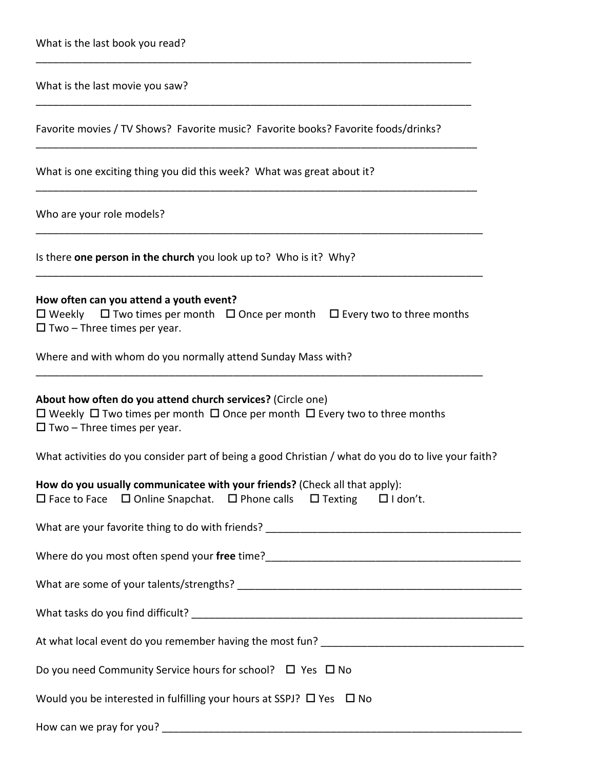What is the last book you read?

_______________________________________________________________________________

What is the last movie you saw?

_______________________________________________________________________________

Favorite movies / TV Shows? Favorite music? Favorite books? Favorite foods/drinks?

_______________________________________________________________________________

What is one exciting thing you did this week? What was great about it?

_______________________________________________________________________________

Who are your role models?

_______________________________________________________________________________

Is there **one person in the church** you look up to? Who is it? Why?

_______________________________________________________________________________

**How often can you attend a youth event?**

☐ Weekly ☐ Two times per month ☐ Once per month ☐ Every two to three months ☐ Two – Three times per year.

Where and with whom do you normally attend Sunday Mass with?

_______________________________________________________________________________

**About how often do you attend church services?** (Circle one)

☐ Weekly ☐ Two times per month ☐ Once per month ☐ Every two to three months ☐ Two – Three times per year.

What activities do you consider part of being a good Christian / what do you do to live your faith?

**How do you usually communicatee with your friends?** (Check all that apply):

☐ Face to Face ☐ Online Snapchat. ☐ Phone calls ☐ Texting ☐ I don't.

What are your favorite thing to do with friends? _____________________________________________

Where do you most often spend your **free** time?_____________________________________________

What are some of your talents/strengths? __________________________________________________

What tasks do you find difficult? ________________________________________________________

At what local event do you remember having the most fun? ___________________________________

Do you need Community Service hours for school? ☐ Yes ☐ No

Would you be interested in fulfilling your hours at SSPJ? ☐ Yes ☐ No

How can we pray for you? _____________________________________________________________